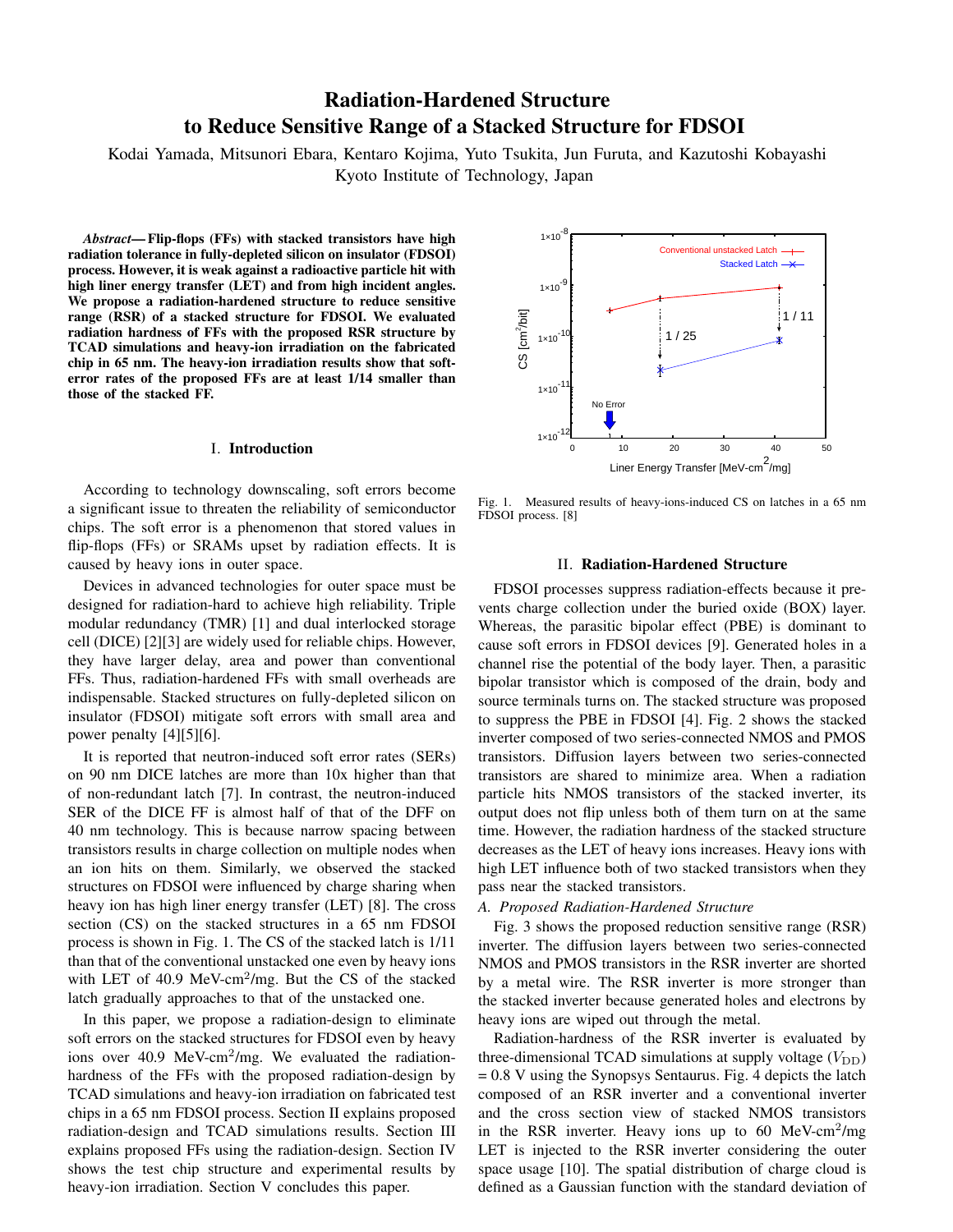# Radiation-Hardened Structure to Reduce Sensitive Range of a Stacked Structure for FDSOI

Kodai Yamada, Mitsunori Ebara, Kentaro Kojima, Yuto Tsukita, Jun Furuta, and Kazutoshi Kobayashi
Kyoto Institute of Technology, Japan

***Abstract*— Flip-flops (FFs) with stacked transistors have high radiation tolerance in fully-depleted silicon on insulator (FDSOI) process. However, it is weak against a radioactive particle hit with high liner energy transfer (LET) and from high incident angles. We propose a radiation-hardened structure to reduce sensitive range (RSR) of a stacked structure for FDSOI. We evaluated radiation hardness of FFs with the proposed RSR structure by TCAD simulations and heavy-ion irradiation on the fabricated chip in 65 nm. The heavy-ion irradiation results show that soft-error rates of the proposed FFs are at least 1/14 smaller than those of the stacked FF.**

## I. Introduction

According to technology downscaling, soft errors become a significant issue to threaten the reliability of semiconductor chips. The soft error is a phenomenon that stored values in flip-flops (FFs) or SRAMs upset by radiation effects. It is caused by heavy ions in outer space.

Devices in advanced technologies for outer space must be designed for radiation-hard to achieve high reliability. Triple modular redundancy (TMR) [1] and dual interlocked storage cell (DICE) [2][3] are widely used for reliable chips. However, they have larger delay, area and power than conventional FFs. Thus, radiation-hardened FFs with small overheads are indispensable. Stacked structures on fully-depleted silicon on insulator (FDSOI) mitigate soft errors with small area and power penalty [4][5][6].

It is reported that neutron-induced soft error rates (SERs) on 90 nm DICE latches are more than 10x higher than that of non-redundant latch [7]. In contrast, the neutron-induced SER of the DICE FF is almost half of that of the DFF on 40 nm technology. This is because narrow spacing between transistors results in charge collection on multiple nodes when an ion hits on them. Similarly, we observed the stacked structures on FDSOI were influenced by charge sharing when heavy ion has high liner energy transfer (LET) [8]. The cross section (CS) on the stacked structures in a 65 nm FDSOI process is shown in Fig. 1. The CS of the stacked latch is 1/11 than that of the conventional unstacked one even by heavy ions with LET of 40.9 MeV-cm$^2$/mg. But the CS of the stacked latch gradually approaches to that of the unstacked one.

In this paper, we propose a radiation-design to eliminate soft errors on the stacked structures for FDSOI even by heavy ions over 40.9 MeV-cm$^2$/mg. We evaluated the radiation-hardness of the FFs with the proposed radiation-design by TCAD simulations and heavy-ion irradiation on fabricated test chips in a 65 nm FDSOI process. Section II explains proposed radiation-design and TCAD simulations results. Section III explains proposed FFs using the radiation-design. Section IV shows the test chip structure and experimental results by heavy-ion irradiation. Section V concludes this paper.

Fig. 1. Measured results of heavy-ions-induced CS on latches in a 65 nm FDSOI process. [8]

## II. Radiation-Hardened Structure

FDSOI processes suppress radiation-effects because it prevents charge collection under the buried oxide (BOX) layer. Whereas, the parasitic bipolar effect (PBE) is dominant to cause soft errors in FDSOI devices [9]. Generated holes in a channel rise the potential of the body layer. Then, a parasitic bipolar transistor which is composed of the drain, body and source terminals turns on. The stacked structure was proposed to suppress the PBE in FDSOI [4]. Fig. 2 shows the stacked inverter composed of two series-connected NMOS and PMOS transistors. Diffusion layers between two series-connected transistors are shared to minimize area. When a radiation particle hits NMOS transistors of the stacked inverter, its output does not flip unless both of them turn on at the same time. However, the radiation hardness of the stacked structure decreases as the LET of heavy ions increases. Heavy ions with high LET influence both of two stacked transistors when they pass near the stacked transistors.

### *A. Proposed Radiation-Hardened Structure*

Fig. 3 shows the proposed reduction sensitive range (RSR) inverter. The diffusion layers between two series-connected NMOS and PMOS transistors in the RSR inverter are shorted by a metal wire. The RSR inverter is more stronger than the stacked inverter because generated holes and electrons by heavy ions are wiped out through the metal.

Radiation-hardness of the RSR inverter is evaluated by three-dimensional TCAD simulations at supply voltage ($V_{\rm DD}$) = 0.8 V using the Synopsys Sentaurus. Fig. 4 depicts the latch composed of an RSR inverter and a conventional inverter and the cross section view of stacked NMOS transistors in the RSR inverter. Heavy ions up to 60 MeV-cm$^2$/mg LET is injected to the RSR inverter considering the outer space usage [10]. The spatial distribution of charge cloud is defined as a Gaussian function with the standard deviation of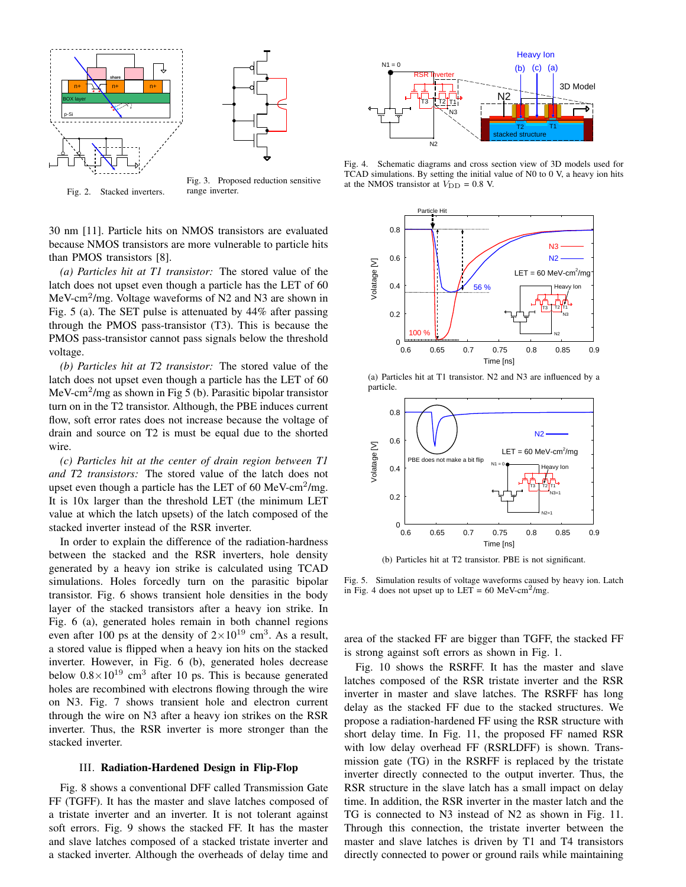Fig. 2. Stacked inverters.

Fig. 3. Proposed reduction sensitive range inverter.

Fig. 4. Schematic diagrams and cross section view of 3D models used for TCAD simulations. By setting the initial value of N0 to 0 V, a heavy ion hits at the NMOS transistor at $V_{DD}$ = 0.8 V.

(a) Particles hit at T1 transistor. N2 and N3 are influenced by a particle.

(b) Particles hit at T2 transistor. PBE is not significant.

Fig. 5. Simulation results of voltage waveforms caused by heavy ion. Latch in Fig. 4 does not upset up to LET = 60 MeV-cm$^2$/mg.

30 nm [11]. Particle hits on NMOS transistors are evaluated because NMOS transistors are more vulnerable to particle hits than PMOS transistors [8].

*(a) Particles hit at T1 transistor:* The stored value of the latch does not upset even though a particle has the LET of 60 MeV-cm$^2$/mg. Voltage waveforms of N2 and N3 are shown in Fig. 5 (a). The SET pulse is attenuated by 44% after passing through the PMOS pass-transistor (T3). This is because the PMOS pass-transistor cannot pass signals below the threshold voltage.

*(b) Particles hit at T2 transistor:* The stored value of the latch does not upset even though a particle has the LET of 60 MeV-cm$^2$/mg as shown in Fig 5 (b). Parasitic bipolar transistor turn on in the T2 transistor. Although, the PBE induces current flow, soft error rates does not increase because the voltage of drain and source on T2 is must be equal due to the shorted wire.

*(c) Particles hit at the center of drain region between T1 and T2 transistors:* The stored value of the latch does not upset even though a particle has the LET of 60 MeV-cm$^2$/mg. It is 10x larger than the threshold LET (the minimum LET value at which the latch upsets) of the latch composed of the stacked inverter instead of the RSR inverter.

In order to explain the difference of the radiation-hardness between the stacked and the RSR inverters, hole density generated by a heavy ion strike is calculated using TCAD simulations. Holes forcedly turn on the parasitic bipolar transistor. Fig. 6 shows transient hole densities in the body layer of the stacked transistors after a heavy ion strike. In Fig. 6 (a), generated holes remain in both channel regions even after 100 ps at the density of $2\times10^{19}$ cm$^3$. As a result, a stored value is flipped when a heavy ion hits on the stacked inverter. However, in Fig. 6 (b), generated holes decrease below $0.8\times10^{19}$ cm$^3$ after 10 ps. This is because generated holes are recombined with electrons flowing through the wire on N3. Fig. 7 shows transient hole and electron current through the wire on N3 after a heavy ion strikes on the RSR inverter. Thus, the RSR inverter is more stronger than the stacked inverter.

## III. Radiation-Hardened Design in Flip-Flop

Fig. 8 shows a conventional DFF called Transmission Gate FF (TGFF). It has the master and slave latches composed of a tristate inverter and an inverter. It is not tolerant against soft errors. Fig. 9 shows the stacked FF. It has the master and slave latches composed of a stacked tristate inverter and a stacked inverter. Although the overheads of delay time and area of the stacked FF are bigger than TGFF, the stacked FF is strong against soft errors as shown in Fig. 1.

Fig. 10 shows the RSRFF. It has the master and slave latches composed of the RSR tristate inverter and the RSR inverter in master and slave latches. The RSRFF has long delay as the stacked FF due to the stacked structures. We propose a radiation-hardened FF using the RSR structure with short delay time. In Fig. 11, the proposed FF named RSR with low delay overhead FF (RSRLDFF) is shown. Transmission gate (TG) in the RSRFF is replaced by the tristate inverter directly connected to the output inverter. Thus, the RSR structure in the slave latch has a small impact on delay time. In addition, the RSR inverter in the master latch and the TG is connected to N3 instead of N2 as shown in Fig. 11. Through this connection, the tristate inverter between the master and slave latches is driven by T1 and T4 transistors directly connected to power or ground rails while maintaining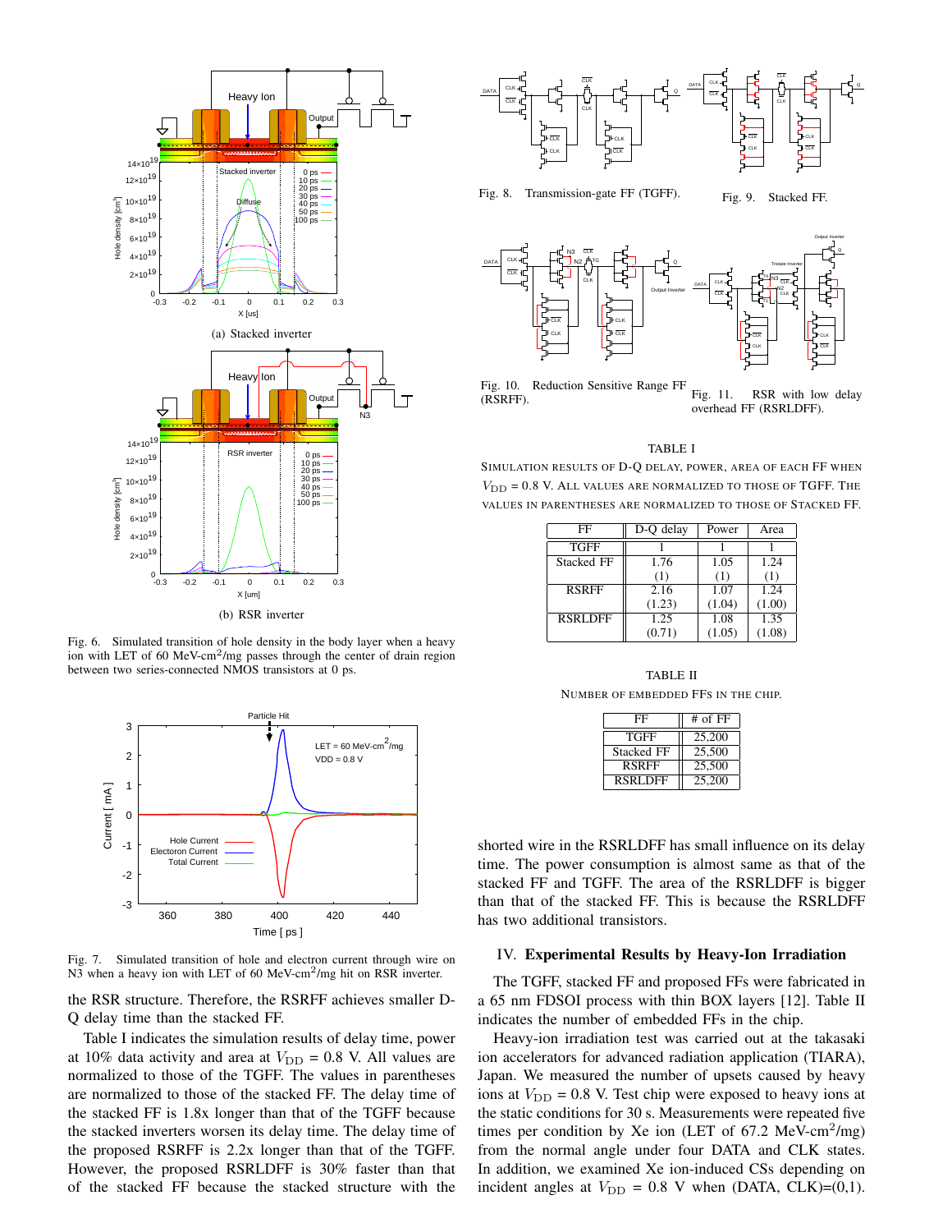(a) Stacked inverter

(b) RSR inverter

Fig. 6. Simulated transition of hole density in the body layer when a heavy ion with LET of 60 MeV-cm$^2$/mg passes through the center of drain region between two series-connected NMOS transistors at 0 ps.

Fig. 7. Simulated transition of hole and electron current through wire on N3 when a heavy ion with LET of 60 MeV-cm$^2$/mg hit on RSR inverter.

the RSR structure. Therefore, the RSRFF achieves smaller D-Q delay time than the stacked FF.

Table I indicates the simulation results of delay time, power at 10% data activity and area at $V_{\rm DD}$ = 0.8 V. All values are normalized to those of the TGFF. The values in parentheses are normalized to those of the stacked FF. The delay time of the stacked FF is 1.8x longer than that of the TGFF because the stacked inverters worsen its delay time. The delay time of the proposed RSRFF is 2.2x longer than that of the TGFF. However, the proposed RSRLDFF is 30% faster than that of the stacked FF because the stacked structure with the shorted wire in the RSRLDFF has small influence on its delay time. The power consumption is almost same as that of the stacked FF and TGFF. The area of the RSRLDFF is bigger than that of the stacked FF. This is because the RSRLDFF has two additional transistors.

Fig. 8. Transmission-gate FF (TGFF).

Fig. 9. Stacked FF.

Fig. 10. Reduction Sensitive Range FF (RSRFF).

Fig. 11. RSR with low delay overhead FF (RSRLDFF).

TABLE I

SIMULATION RESULTS OF D-Q DELAY, POWER, AREA OF EACH FF WHEN $V_{\rm DD}$ = 0.8 V. ALL VALUES ARE NORMALIZED TO THOSE OF TGFF. THE VALUES IN PARENTHESES ARE NORMALIZED TO THOSE OF STACKED FF.

| FF | D-Q delay | Power | Area |
|---|---|---|---|
| TGFF | 1 | 1 | 1 |
| Stacked FF | 1.76 (1) | 1.05 (1) | 1.24 (1) |
| RSRFF | 2.16 (1.23) | 1.07 (1.04) | 1.24 (1.00) |
| RSRLDFF | 1.25 (0.71) | 1.08 (1.05) | 1.35 (1.08) |

TABLE II

NUMBER OF EMBEDDED FFS IN THE CHIP.

| FF | # of FF |
|---|---|
| TGFF | 25,200 |
| Stacked FF | 25,500 |
| RSRFF | 25,500 |
| RSRLDFF | 25,200 |

## IV. Experimental Results by Heavy-Ion Irradiation

The TGFF, stacked FF and proposed FFs were fabricated in a 65 nm FDSOI process with thin BOX layers [12]. Table II indicates the number of embedded FFs in the chip.

Heavy-ion irradiation test was carried out at the takasaki ion accelerators for advanced radiation application (TIARA), Japan. We measured the number of upsets caused by heavy ions at $V_{\rm DD}$ = 0.8 V. Test chip were exposed to heavy ions at the static conditions for 30 s. Measurements were repeated five times per condition by Xe ion (LET of 67.2 MeV-cm$^2$/mg) from the normal angle under four DATA and CLK states. In addition, we examined Xe ion-induced CSs depending on incident angles at $V_{\rm DD}$ = 0.8 V when (DATA, CLK)=(0,1).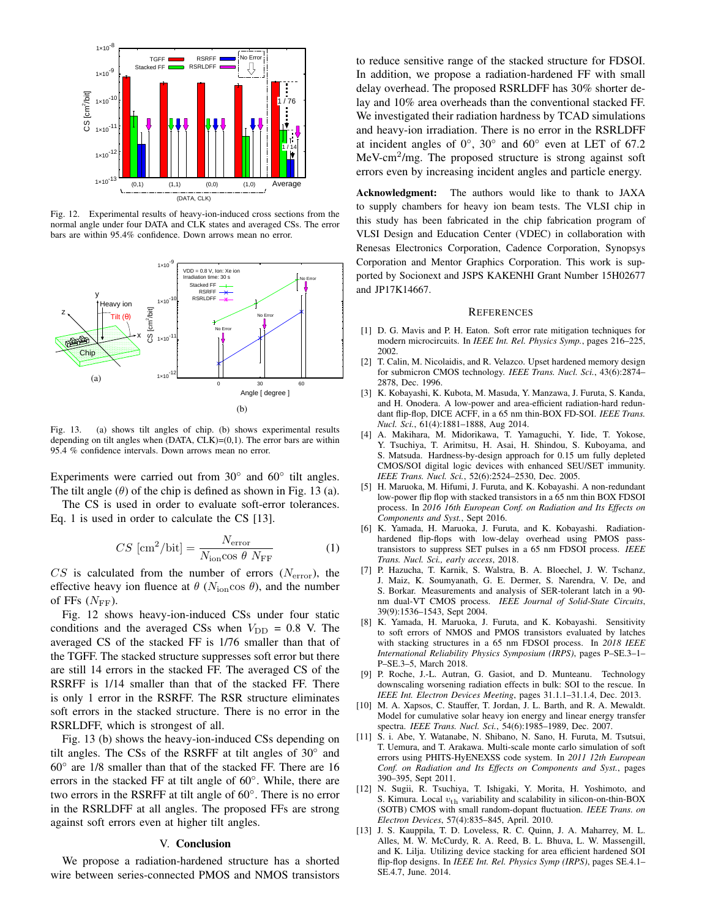1×10^-8
1×10^-9
1×10^-10
1×10^-11
1×10^-12
1×10^-13
CS [cm²/bit]
TGFF
Stacked FF
RSRFF
RSRLDFF
No Error
1 / 76
1 / 14
(0,1)
(1,1)
(0,0)
(1,0)
Average
(DATA, CLK)

Fig. 12. Experimental results of heavy-ion-induced cross sections from the normal angle under four DATA and CLK states and averaged CSs. The error bars are within 95.4% confidence. Down arrows mean no error.

y
Heavy ion
Tilt (θ)
z
x
Chip
(a)

VDD = 0.8 V, Ion: Xe ion
Irradiation time: 30 s
Stacked FF
RSRFF
RSRLDFF
1×10^-9
1×10^-10
1×10^-11
1×10^-12
CS [cm²/bit]
No Error
No Error
No Error
0
30
60
Angle [ degree ]
(b)

Fig. 13. (a) shows tilt angles of chip. (b) shows experimental results depending on tilt angles when (DATA, CLK)=(0,1). The error bars are within 95.4 % confidence intervals. Down arrows mean no error.

Experiments were carried out from 30° and 60° tilt angles. The tilt angle ($\theta$) of the chip is defined as shown in Fig. 13 (a).

The CS is used in order to evaluate soft-error tolerances. Eq. 1 is used in order to calculate the CS [13].

$$CS\ [\mathrm{cm}^2/\mathrm{bit}] = \frac{N_{\mathrm{error}}}{N_{\mathrm{ion}} \cos\,\theta\ N_{\mathrm{FF}}} \tag{1}$$

$CS$ is calculated from the number of errors ($N_{\mathrm{error}}$), the effective heavy ion fluence at $\theta$ ($N_{\mathrm{ion}} \cos\,\theta$), and the number of FFs ($N_{\mathrm{FF}}$).

Fig. 12 shows heavy-ion-induced CSs under four static conditions and the averaged CSs when $V_{\mathrm{DD}}$ = 0.8 V. The averaged CS of the stacked FF is 1/76 smaller than that of the TGFF. The stacked structure suppresses soft error but there are still 14 errors in the stacked FF. The averaged CS of the RSRFF is 1/14 smaller than that of the stacked FF. There is only 1 error in the RSRFF. The RSR structure eliminates soft errors in the stacked structure. There is no error in the RSRLDFF, which is strongest of all.

Fig. 13 (b) shows the heavy-ion-induced CSs depending on tilt angles. The CSs of the RSRFF at tilt angles of 30° and 60° are 1/8 smaller than that of the stacked FF. There are 16 errors in the stacked FF at tilt angle of 60°. While, there are two errors in the RSRFF at tilt angle of 60°. There is no error in the RSRLDFF at all angles. The proposed FFs are strong against soft errors even at higher tilt angles.

## V. Conclusion

We propose a radiation-hardened structure has a shorted wire between series-connected PMOS and NMOS transistors to reduce sensitive range of the stacked structure for FDSOI. In addition, we propose a radiation-hardened FF with small delay overhead. The proposed RSRLDFF has 30% shorter delay and 10% area overheads than the conventional stacked FF. We investigated their radiation hardness by TCAD simulations and heavy-ion irradiation. There is no error in the RSRLDFF at incident angles of 0°, 30° and 60° even at LET of 67.2 MeV-cm²/mg. The proposed structure is strong against soft errors even by increasing incident angles and particle energy.

**Acknowledgment:** The authors would like to thank to JAXA to supply chambers for heavy ion beam tests. The VLSI chip in this study has been fabricated in the chip fabrication program of VLSI Design and Education Center (VDEC) in collaboration with Renesas Electronics Corporation, Cadence Corporation, Synopsys Corporation and Mentor Graphics Corporation. This work is supported by Socionext and JSPS KAKENHI Grant Number 15H02677 and JP17K14667.

## References

[1] D. G. Mavis and P. H. Eaton. Soft error rate mitigation techniques for modern microcircuits. In *IEEE Int. Rel. Physics Symp.*, pages 216–225, 2002.

[2] T. Calin, M. Nicolaidis, and R. Velazco. Upset hardened memory design for submicron CMOS technology. *IEEE Trans. Nucl. Sci.*, 43(6):2874–2878, Dec. 1996.

[3] K. Kobayashi, K. Kubota, M. Masuda, Y. Manzawa, J. Furuta, S. Kanda, and H. Onodera. A low-power and area-efficient radiation-hard redundant flip-flop, DICE ACFF, in a 65 nm thin-BOX FD-SOI. *IEEE Trans. Nucl. Sci.*, 61(4):1881–1888, Aug 2014.

[4] A. Makihara, M. Midorikawa, T. Yamaguchi, Y. Iide, T. Yokose, Y. Tsuchiya, T. Arimitsu, H. Asai, H. Shindou, S. Kuboyama, and S. Matsuda. Hardness-by-design approach for 0.15 um fully depleted CMOS/SOI digital logic devices with enhanced SEU/SET immunity. *IEEE Trans. Nucl. Sci.*, 52(6):2524–2530, Dec. 2005.

[5] H. Maruoka, M. Hifumi, J. Furuta, and K. Kobayashi. A non-redundant low-power flip flop with stacked transistors in a 65 nm thin BOX FDSOI process. In *2016 16th European Conf. on Radiation and Its Effects on Components and Syst.*, Sept 2016.

[6] K. Yamada, H. Maruoka, J. Furuta, and K. Kobayashi. Radiation-hardened flip-flops with low-delay overhead using PMOS pass-transistors to suppress SET pulses in a 65 nm FDSOI process. *IEEE Trans. Nucl. Sci., early access*, 2018.

[7] P. Hazucha, T. Karnik, S. Walstra, B. A. Bloechel, J. W. Tschanz, J. Maiz, K. Soumyanath, G. E. Dermer, S. Narendra, V. De, and S. Borkar. Measurements and analysis of SER-tolerant latch in a 90-nm dual-VT CMOS process. *IEEE Journal of Solid-State Circuits*, 39(9):1536–1543, Sept 2004.

[8] K. Yamada, H. Maruoka, J. Furuta, and K. Kobayashi. Sensitivity to soft errors of NMOS and PMOS transistors evaluated by latches with stacking structures in a 65 nm FDSOI process. In *2018 IEEE International Reliability Physics Symposium (IRPS)*, pages P–SE.3–1–P–SE.3–5, March 2018.

[9] P. Roche, J.-L. Autran, G. Gasiot, and D. Munteanu. Technology downscaling worsening radiation effects in bulk: SOI to the rescue. In *IEEE Int. Electron Devices Meeting*, pages 31.1.1–31.1.4, Dec. 2013.

[10] M. A. Xapsos, C. Stauffer, T. Jordan, J. L. Barth, and R. A. Mewaldt. Model for cumulative solar heavy ion energy and linear energy transfer spectra. *IEEE Trans. Nucl. Sci.*, 54(6):1985–1989, Dec. 2007.

[11] S. i. Abe, Y. Watanabe, N. Shibano, N. Sano, H. Furuta, M. Tsutsui, T. Uemura, and T. Arakawa. Multi-scale monte carlo simulation of soft errors using PHITS-HyENEXSS code system. In *2011 12th European Conf. on Radiation and Its Effects on Components and Syst.*, pages 390–395, Sept 2011.

[12] N. Sugii, R. Tsuchiya, T. Ishigaki, Y. Morita, H. Yoshimoto, and S. Kimura. Local $v_{\mathrm{th}}$ variability and scalability in silicon-on-thin-BOX (SOTB) CMOS with small random-dopant fluctuation. *IEEE Trans. on Electron Devices*, 57(4):835–845, April. 2010.

[13] J. S. Kauppila, T. D. Loveless, R. C. Quinn, J. A. Maharrey, M. L. Alles, M. W. McCurdy, R. A. Reed, B. L. Bhuva, L. W. Massengill, and K. Lilja. Utilizing device stacking for area efficient hardened SOI flip-flop designs. In *IEEE Int. Rel. Physics Symp (IRPS)*, pages SE.4.1–SE.4.7, June. 2014.